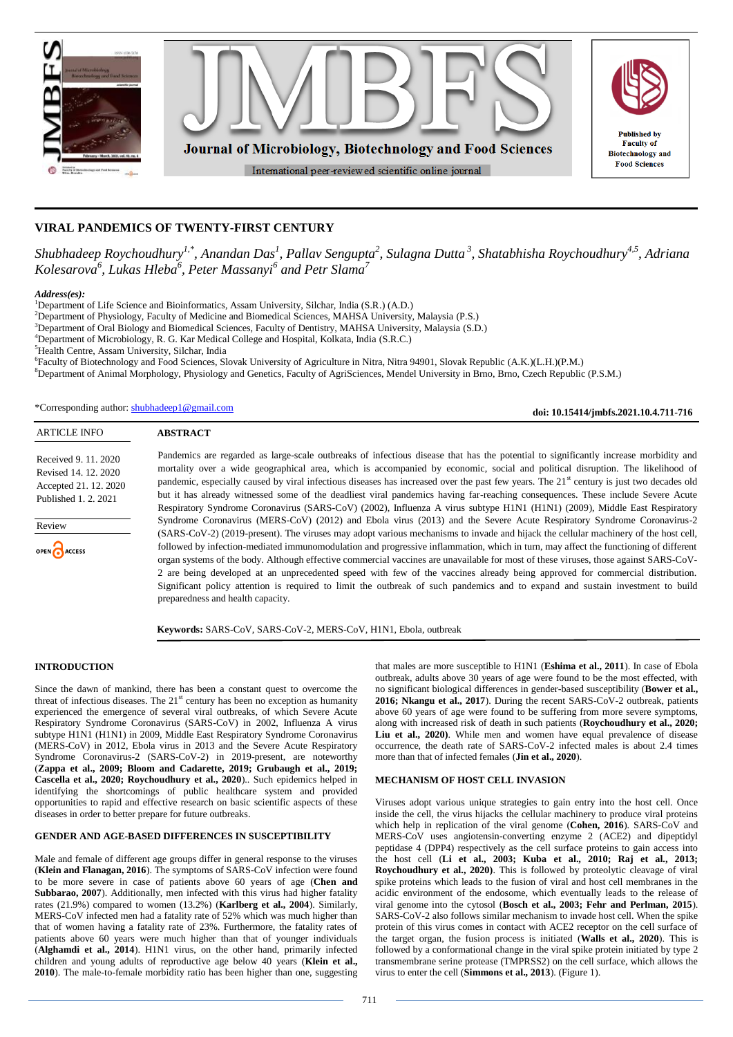# VIRAL PANDEMICS OF TWENTY-FIRST CENTURY

*Shubhadeep Roychoudhury[1,*], Anandan Das[1], Pallav Sengupta[2], Sulagna Dutta[3], Shatabhisha Roychoudhury[4,5], Adriana Kolesarova[6], Lukas Hleba[6], Peter Massanyi[6] and Petr Slama[7]*

***Address(es):***
[1]Department of Life Science and Bioinformatics, Assam University, Silchar, India (S.R.) (A.D.)
[2]Department of Physiology, Faculty of Medicine and Biomedical Sciences, MAHSA University, Malaysia (P.S.)
[3]Department of Oral Biology and Biomedical Sciences, Faculty of Dentistry, MAHSA University, Malaysia (S.D.)
[4]Department of Microbiology, R. G. Kar Medical College and Hospital, Kolkata, India (S.R.C.)
[5]Health Centre, Assam University, Silchar, India
[6]Faculty of Biotechnology and Food Sciences, Slovak University of Agriculture in Nitra, Nitra 94901, Slovak Republic (A.K.)(L.H.)(P.M.)
[8]Department of Animal Morphology, Physiology and Genetics, Faculty of AgriSciences, Mendel University in Brno, Brno, Czech Republic (P.S.M.)

*Corresponding author: shubhadeep1@gmail.com

**doi: 10.15414/jmbfs.2021.10.4.711-716**

ARTICLE INFO

Received 9. 11. 2020
Revised 14. 12. 2020
Accepted 21. 12. 2020
Published 1. 2. 2021

Review

OPEN ACCESS

## ABSTRACT

Pandemics are regarded as large-scale outbreaks of infectious disease that has the potential to significantly increase morbidity and mortality over a wide geographical area, which is accompanied by economic, social and political disruption. The likelihood of pandemic, especially caused by viral infectious diseases has increased over the past few years. The 21st century is just two decades old but it has already witnessed some of the deadliest viral pandemics having far-reaching consequences. These include Severe Acute Respiratory Syndrome Coronavirus (SARS-CoV) (2002), Influenza A virus subtype H1N1 (H1N1) (2009), Middle East Respiratory Syndrome Coronavirus (MERS-CoV) (2012) and Ebola virus (2013) and the Severe Acute Respiratory Syndrome Coronavirus-2 (SARS-CoV-2) (2019-present). The viruses may adopt various mechanisms to invade and hijack the cellular machinery of the host cell, followed by infection-mediated immunomodulation and progressive inflammation, which in turn, may affect the functioning of different organ systems of the body. Although effective commercial vaccines are unavailable for most of these viruses, those against SARS-CoV-2 are being developed at an unprecedented speed with few of the vaccines already being approved for commercial distribution. Significant policy attention is required to limit the outbreak of such pandemics and to expand and sustain investment to build preparedness and health capacity.

**Keywords:** SARS-CoV, SARS-CoV-2, MERS-CoV, H1N1, Ebola, outbreak

## INTRODUCTION

Since the dawn of mankind, there has been a constant quest to overcome the threat of infectious diseases. The 21st century has been no exception as humanity experienced the emergence of several viral outbreaks, of which Severe Acute Respiratory Syndrome Coronavirus (SARS-CoV) in 2002, Influenza A virus subtype H1N1 (H1N1) in 2009, Middle East Respiratory Syndrome Coronavirus (MERS-CoV) in 2012, Ebola virus in 2013 and the Severe Acute Respiratory Syndrome Coronavirus-2 (SARS-CoV-2) in 2019-present, are noteworthy (**Zappa et al., 2009; Bloom and Cadarette, 2019; Grubaugh et al., 2019; Cascella et al., 2020; Roychoudhury et al., 2020**).. Such epidemics helped in identifying the shortcomings of public healthcare system and provided opportunities to rapid and effective research on basic scientific aspects of these diseases in order to better prepare for future outbreaks.

## GENDER AND AGE-BASED DIFFERENCES IN SUSCEPTIBILITY

Male and female of different age groups differ in general response to the viruses (**Klein and Flanagan, 2016**). The symptoms of SARS-CoV infection were found to be more severe in case of patients above 60 years of age (**Chen and Subbarao, 2007**). Additionally, men infected with this virus had higher fatality rates (21.9%) compared to women (13.2%) (**Karlberg et al., 2004**). Similarly, MERS-CoV infected men had a fatality rate of 52% which was much higher than that of women having a fatality rate of 23%. Furthermore, the fatality rates of patients above 60 years were much higher than that of younger individuals (**Alghamdi et al., 2014**). H1N1 virus, on the other hand, primarily infected children and young adults of reproductive age below 40 years (**Klein et al., 2010**). The male-to-female morbidity ratio has been higher than one, suggesting that males are more susceptible to H1N1 (**Eshima et al., 2011**). In case of Ebola outbreak, adults above 30 years of age were found to be the most effected, with no significant biological differences in gender-based susceptibility (**Bower et al., 2016; Nkangu et al., 2017**). During the recent SARS-CoV-2 outbreak, patients above 60 years of age were found to be suffering from more severe symptoms, along with increased risk of death in such patients (**Roychoudhury et al., 2020; Liu et al., 2020**). While men and women have equal prevalence of disease occurrence, the death rate of SARS-CoV-2 infected males is about 2.4 times more than that of infected females (**Jin et al., 2020**).

## MECHANISM OF HOST CELL INVASION

Viruses adopt various unique strategies to gain entry into the host cell. Once inside the cell, the virus hijacks the cellular machinery to produce viral proteins which help in replication of the viral genome (**Cohen, 2016**). SARS-CoV and MERS-CoV uses angiotensin-converting enzyme 2 (ACE2) and dipeptidyl peptidase 4 (DPP4) respectively as the cell surface proteins to gain access into the host cell (**Li et al., 2003; Kuba et al., 2010; Raj et al., 2013; Roychoudhury et al., 2020**). This is followed by proteolytic cleavage of viral spike proteins which leads to the fusion of viral and host cell membranes in the acidic environment of the endosome, which eventually leads to the release of viral genome into the cytosol (**Bosch et al., 2003; Fehr and Perlman, 2015**). SARS-CoV-2 also follows similar mechanism to invade host cell. When the spike protein of this virus comes in contact with ACE2 receptor on the cell surface of the target organ, the fusion process is initiated (**Walls et al., 2020**). This is followed by a conformational change in the viral spike protein initiated by type 2 transmembrane serine protease (TMPRSS2) on the cell surface, which allows the virus to enter the cell (**Simmons et al., 2013**). (Figure 1).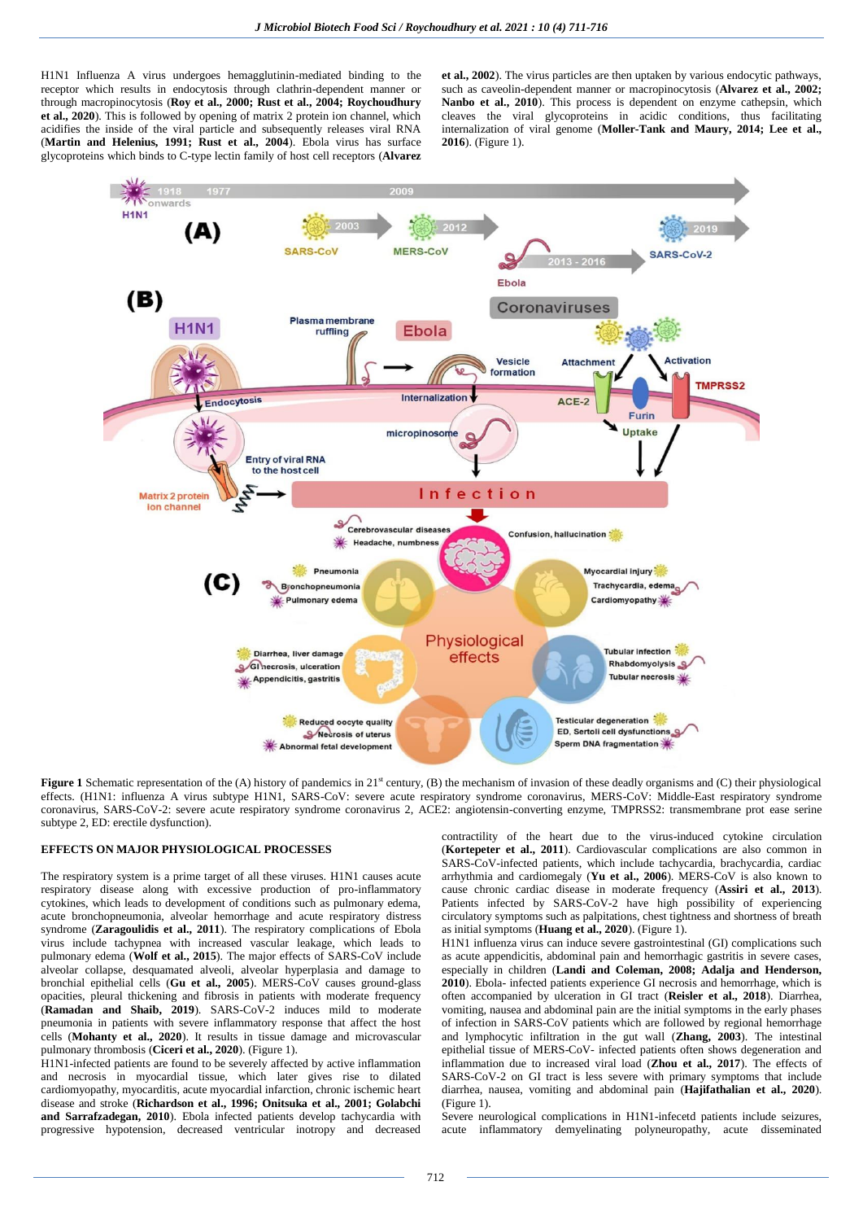H1N1 Influenza A virus undergoes hemagglutinin-mediated binding to the receptor which results in endocytosis through clathrin-dependent manner or through macropinocytosis (**Roy et al., 2000; Rust et al., 2004; Roychoudhury et al., 2020**). This is followed by opening of matrix 2 protein ion channel, which acidifies the inside of the viral particle and subsequently releases viral RNA (**Martin and Helenius, 1991; Rust et al., 2004**). Ebola virus has surface glycoproteins which binds to C-type lectin family of host cell receptors (**Alvarez et al., 2002**). The virus particles are then uptaken by various endocytic pathways, such as caveolin-dependent manner or macropinocytosis (**Alvarez et al., 2002; Nanbo et al., 2010**). This process is dependent on enzyme cathepsin, which cleaves the viral glycoproteins in acidic conditions, thus facilitating internalization of viral genome (**Moller-Tank and Maury, 2014; Lee et al., 2016**). (Figure 1).

**Figure 1** Schematic representation of the (A) history of pandemics in 21st century, (B) the mechanism of invasion of these deadly organisms and (C) their physiological effects. (H1N1: influenza A virus subtype H1N1, SARS-CoV: severe acute respiratory syndrome coronavirus, MERS-CoV: Middle-East respiratory syndrome coronavirus, SARS-CoV-2: severe acute respiratory syndrome coronavirus 2, ACE2: angiotensin-converting enzyme, TMPRSS2: transmembrane prot ease serine subtype 2, ED: erectile dysfunction).

## EFFECTS ON MAJOR PHYSIOLOGICAL PROCESSES

The respiratory system is a prime target of all these viruses. H1N1 causes acute respiratory disease along with excessive production of pro-inflammatory cytokines, which leads to development of conditions such as pulmonary edema, acute bronchopneumonia, alveolar hemorrhage and acute respiratory distress syndrome (**Zaragoulidis et al., 2011**). The respiratory complications of Ebola virus include tachypnea with increased vascular leakage, which leads to pulmonary edema (**Wolf et al., 2015**). The major effects of SARS-CoV include alveolar collapse, desquamated alveoli, alveolar hyperplasia and damage to bronchial epithelial cells (**Gu et al., 2005**). MERS-CoV causes ground-glass opacities, pleural thickening and fibrosis in patients with moderate frequency (**Ramadan and Shaib, 2019**). SARS-CoV-2 induces mild to moderate pneumonia in patients with severe inflammatory response that affect the host cells (**Mohanty et al., 2020**). It results in tissue damage and microvascular pulmonary thrombosis (**Ciceri et al., 2020**). (Figure 1).

H1N1-infected patients are found to be severely affected by active inflammation and necrosis in myocardial tissue, which later gives rise to dilated cardiomyopathy, myocarditis, acute myocardial infarction, chronic ischemic heart disease and stroke (**Richardson et al., 1996; Onitsuka et al., 2001; Golabchi and Sarrafzadegan, 2010**). Ebola infected patients develop tachycardia with progressive hypotension, decreased ventricular inotropy and decreased contractility of the heart due to the virus-induced cytokine circulation (**Kortepeter et al., 2011**). Cardiovascular complications are also common in SARS-CoV-infected patients, which include tachycardia, brachycardia, cardiac arrhythmia and cardiomegaly (**Yu et al., 2006**). MERS-CoV is also known to cause chronic cardiac disease in moderate frequency (**Assiri et al., 2013**). Patients infected by SARS-CoV-2 have high possibility of experiencing circulatory symptoms such as palpitations, chest tightness and shortness of breath as initial symptoms (**Huang et al., 2020**). (Figure 1).

H1N1 influenza virus can induce severe gastrointestinal (GI) complications such as acute appendicitis, abdominal pain and hemorrhagic gastritis in severe cases, especially in children (**Landi and Coleman, 2008; Adalja and Henderson, 2010**). Ebola- infected patients experience GI necrosis and hemorrhage, which is often accompanied by ulceration in GI tract (**Reisler et al., 2018**). Diarrhea, vomiting, nausea and abdominal pain are the initial symptoms in the early phases of infection in SARS-CoV patients which are followed by regional hemorrhage and lymphocytic infiltration in the gut wall (**Zhang, 2003**). The intestinal epithelial tissue of MERS-CoV- infected patients often shows degeneration and inflammation due to increased viral load (**Zhou et al., 2017**). The effects of SARS-CoV-2 on GI tract is less severe with primary symptoms that include diarrhea, nausea, vomiting and abdominal pain (**Hajifathalian et al., 2020**). (Figure 1).

Severe neurological complications in H1N1-infecetd patients include seizures, acute inflammatory demyelinating polyneuropathy, acute disseminated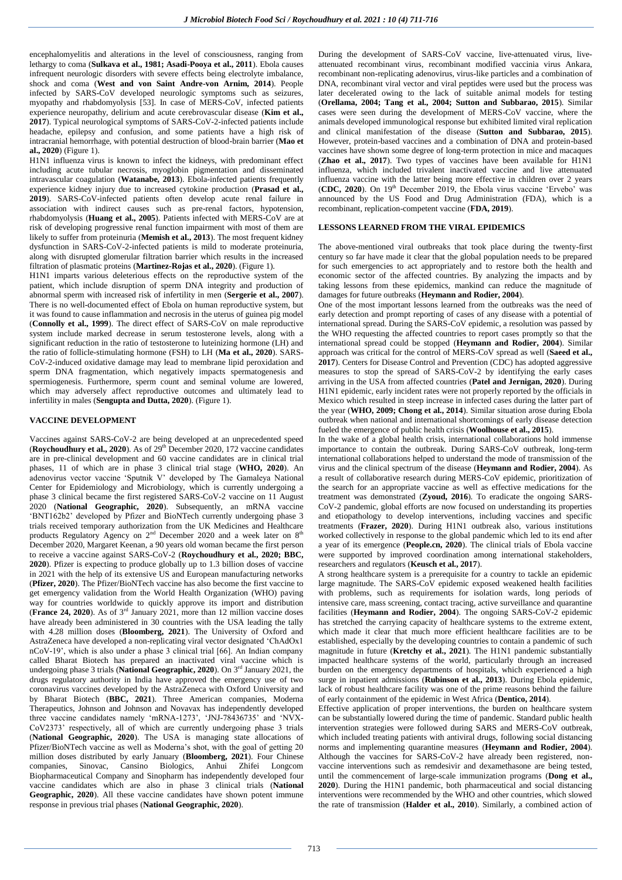encephalomyelitis and alterations in the level of consciousness, ranging from lethargy to coma (**Sulkava et al., 1981; Asadi-Pooya et al., 2011**). Ebola causes infrequent neurologic disorders with severe effects being electrolyte imbalance, shock and coma (**West and von Saint Andre-von Arnim, 2014**). People infected by SARS-CoV developed neurologic symptoms such as seizures, myopathy and rhabdomyolysis [53]. In case of MERS-CoV, infected patients experience neuropathy, delirium and acute cerebrovascular disease (**Kim et al., 2017**). Typical neurological symptoms of SARS-CoV-2-infected patients include headache, epilepsy and confusion, and some patients have a high risk of intracranial hemorrhage, with potential destruction of blood-brain barrier (**Mao et al., 2020**) (Figure 1).

H1N1 influenza virus is known to infect the kidneys, with predominant effect including acute tubular necrosis, myoglobin pigmentation and disseminated intravascular coagulation (**Watanabe, 2013**). Ebola-infected patients frequently experience kidney injury due to increased cytokine production (**Prasad et al., 2019**). SARS-CoV-infected patients often develop acute renal failure in association with indirect causes such as pre-renal factors, hypotension, rhabdomyolysis (**Huang et al., 2005**). Patients infected with MERS-CoV are at risk of developing progressive renal function impairment with most of them are likely to suffer from proteinuria (**Memish et al., 2013**). The most frequent kidney dysfunction in SARS-CoV-2-infected patients is mild to moderate proteinuria, along with disrupted glomerular filtration barrier which results in the increased filtration of plasmatic proteins (**Martinez-Rojas et al., 2020**). (Figure 1).

H1N1 imparts various deleterious effects on the reproductive system of the patient, which include disruption of sperm DNA integrity and production of abnormal sperm with increased risk of infertility in men (**Sergerie et al., 2007**). There is no well-documented effect of Ebola on human reproductive system, but it was found to cause inflammation and necrosis in the uterus of guinea pig model (**Connolly et al., 1999**). The direct effect of SARS-CoV on male reproductive system include marked decrease in serum testosterone levels, along with a significant reduction in the ratio of testosterone to luteinizing hormone (LH) and the ratio of follicle-stimulating hormone (FSH) to LH (**Ma et al., 2020**). SARS-CoV-2-induced oxidative damage may lead to membrane lipid peroxidation and sperm DNA fragmentation, which negatively impacts spermatogenesis and spermiogenesis. Furthermore, sperm count and seminal volume are lowered, which may adversely affect reproductive outcomes and ultimately lead to infertility in males (**Sengupta and Dutta, 2020**). (Figure 1).

## VACCINE DEVELOPMENT

Vaccines against SARS-CoV-2 are being developed at an unprecedented speed (**Roychoudhury et al., 2020**). As of 29th December 2020, 172 vaccine candidates are in pre-clinical development and 60 vaccine candidates are in clinical trial phases, 11 of which are in phase 3 clinical trial stage (**WHO, 2020**). An adenovirus vector vaccine 'Sputnik V' developed by The Gamaleya National Center for Epidemiology and Microbiology, which is currently undergoing a phase 3 clinical became the first registered SARS-CoV-2 vaccine on 11 August 2020 (**National Geographic, 2020**). Subsequently, an mRNA vaccine 'BNT162b2' developed by Pfizer and BioNTech currently undergoing phase 3 trials received temporary authorization from the UK Medicines and Healthcare products Regulatory Agency on 2nd December 2020 and a week later on 8th December 2020, Margaret Keenan, a 90 years old woman became the first person to receive a vaccine against SARS-CoV-2 (**Roychoudhury et al., 2020; BBC, 2020**). Pfizer is expecting to produce globally up to 1.3 billion doses of vaccine in 2021 with the help of its extensive US and European manufacturing networks (**Pfizer, 2020**). The Pfizer/BioNTech vaccine has also become the first vaccine to get emergency validation from the World Health Organization (WHO) paving way for countries worldwide to quickly approve its import and distribution (**France 24, 2020**). As of 3rd January 2021, more than 12 million vaccine doses have already been administered in 30 countries with the USA leading the tally with 4.28 million doses (**Bloomberg, 2021**). The University of Oxford and AstraZeneca have developed a non-replicating viral vector designated 'ChAdOx1 nCoV-19', which is also under a phase 3 clinical trial [66]. An Indian company called Bharat Biotech has prepared an inactivated viral vaccine which is undergoing phase 3 trials (**National Geographic, 2020**). On 3rd January 2021, the drugs regulatory authority in India have approved the emergency use of two coronavirus vaccines developed by the AstraZeneca with Oxford University and by Bharat Biotech (**BBC, 2021**). Three American companies, Moderna Therapeutics, Johnson and Johnson and Novavax has independently developed three vaccine candidates namely 'mRNA-1273', 'JNJ-78436735' and 'NVX-CoV2373' respectively, all of which are currently undergoing phase 3 trials (**National Geographic, 2020**). The USA is managing state allocations of Pfizer/BioNTech vaccine as well as Moderna's shot, with the goal of getting 20 million doses distributed by early January (**Bloomberg, 2021**). Four Chinese companies, Sinovac, Cansino Biologics, Anhui Zhifei Longcom Biopharmaceutical Company and Sinopharm has independently developed four vaccine candidates which are also in phase 3 clinical trials (**National Geographic, 2020**). All these vaccine candidates have shown potent immune response in previous trial phases (**National Geographic, 2020**).

During the development of SARS-CoV vaccine, live-attenuated virus, live-attenuated recombinant virus, recombinant modified vaccinia virus Ankara, recombinant non-replicating adenovirus, virus-like particles and a combination of DNA, recombinant viral vector and viral peptides were used but the process was later decelerated owing to the lack of suitable animal models for testing (**Orellama, 2004; Tang et al., 2004; Sutton and Subbarao, 2015**). Similar cases were seen during the development of MERS-CoV vaccine, where the animals developed immunological response but exhibited limited viral replication and clinical manifestation of the disease (**Sutton and Subbarao, 2015**). However, protein-based vaccines and a combination of DNA and protein-based vaccines have shown some degree of long-term protection in mice and macaques (**Zhao et al., 2017**). Two types of vaccines have been available for H1N1 influenza, which included trivalent inactivated vaccine and live attenuated influenza vaccine with the latter being more effective in children over 2 years (**CDC, 2020**). On 19th December 2019, the Ebola virus vaccine 'Ervebo' was announced by the US Food and Drug Administration (FDA), which is a recombinant, replication-competent vaccine (**FDA, 2019**).

## LESSONS LEARNED FROM THE VIRAL EPIDEMICS

The above-mentioned viral outbreaks that took place during the twenty-first century so far have made it clear that the global population needs to be prepared for such emergencies to act appropriately and to restore both the health and economic sector of the affected countries. By analyzing the impacts and by taking lessons from these epidemics, mankind can reduce the magnitude of damages for future outbreaks (**Heymann and Rodier, 2004**).

One of the most important lessons learned from the outbreaks was the need of early detection and prompt reporting of cases of any disease with a potential of international spread. During the SARS-CoV epidemic, a resolution was passed by the WHO requesting the affected countries to report cases promptly so that the international spread could be stopped (**Heymann and Rodier, 2004**). Similar approach was critical for the control of MERS-CoV spread as well (**Saeed et al., 2017**). Centers for Disease Control and Prevention (CDC) has adopted aggressive measures to stop the spread of SARS-CoV-2 by identifying the early cases arriving in the USA from affected countries (**Patel and Jernigan, 2020**). During H1N1 epidemic, early incident rates were not properly reported by the officials in Mexico which resulted in steep increase in infected cases during the latter part of the year (**WHO, 2009; Chong et al., 2014**). Similar situation arose during Ebola outbreak when national and international shortcomings of early disease detection fueled the emergence of public health crisis (**Woolhouse et al., 2015**).

In the wake of a global health crisis, international collaborations hold immense importance to contain the outbreak. During SARS-CoV outbreak, long-term international collaborations helped to understand the mode of transmission of the virus and the clinical spectrum of the disease (**Heymann and Rodier, 2004**). As a result of collaborative research during MERS-CoV epidemic, prioritization of the search for an appropriate vaccine as well as effective medications for the treatment was demonstrated (**Zyoud, 2016**). To eradicate the ongoing SARS-CoV-2 pandemic, global efforts are now focused on understanding its properties and etiopathology to develop interventions, including vaccines and specific treatments (**Frazer, 2020**). During H1N1 outbreak also, various institutions worked collectively in response to the global pandemic which led to its end after a year of its emergence (**People.cn, 2020**). The clinical trials of Ebola vaccine were supported by improved coordination among international stakeholders, researchers and regulators (**Keusch et al., 2017**).

A strong healthcare system is a prerequisite for a country to tackle an epidemic large magnitude. The SARS-CoV epidemic exposed weakened health facilities with problems, such as requirements for isolation wards, long periods of intensive care, mass screening, contact tracing, active surveillance and quarantine facilities (**Heymann and Rodier, 2004**). The ongoing SARS-CoV-2 epidemic has stretched the carrying capacity of healthcare systems to the extreme extent, which made it clear that much more efficient healthcare facilities are to be established, especially by the developing countries to contain a pandemic of such magnitude in future (**Kretchy et al., 2021**). The H1N1 pandemic substantially impacted healthcare systems of the world, particularly through an increased burden on the emergency departments of hospitals, which experienced a high surge in inpatient admissions (**Rubinson et al., 2013**). During Ebola epidemic, lack of robust healthcare facility was one of the prime reasons behind the failure of early containment of the epidemic in West Africa (**Dentico, 2014**).

Effective application of proper interventions, the burden on healthcare system can be substantially lowered during the time of pandemic. Standard public health intervention strategies were followed during SARS and MERS-CoV outbreak, which included treating patients with antiviral drugs, following social distancing norms and implementing quarantine measures (**Heymann and Rodier, 2004**). Although the vaccines for SARS-CoV-2 have already been registered, non-vaccine interventions such as remdesivir and dexamethasone are being tested, until the commencement of large-scale immunization programs (**Dong et al., 2020**). During the H1N1 pandemic, both pharmaceutical and social distancing interventions were recommended by the WHO and other countries, which slowed the rate of transmission (**Halder et al., 2010**). Similarly, a combined action of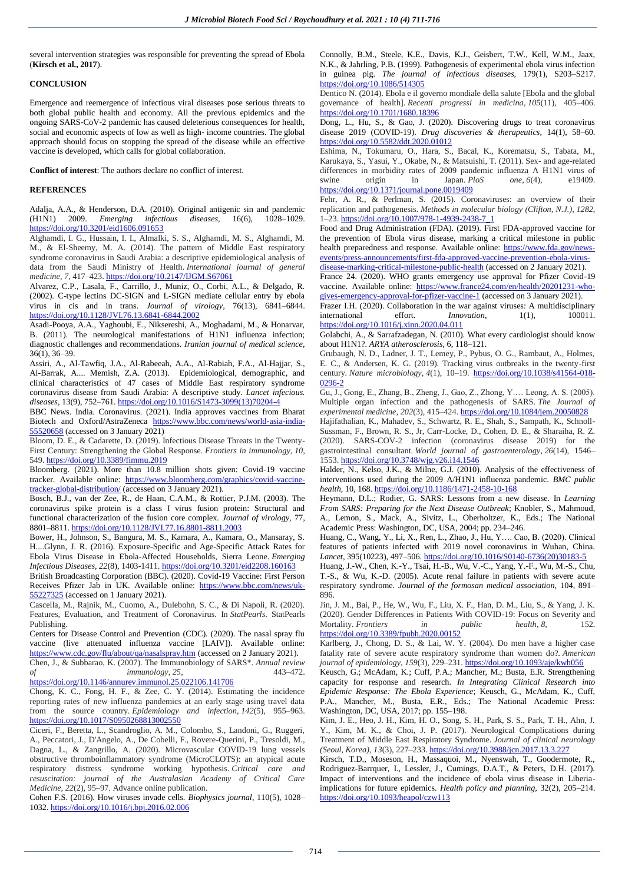several intervention strategies was responsible for preventing the spread of Ebola (**Kirsch et al., 2017**).

## CONCLUSION

Emergence and reemergence of infectious viral diseases pose serious threats to both global public health and economy. All the previous epidemics and the ongoing SARS-CoV-2 pandemic has caused deleterious consequences for health, social and economic aspects of low as well as high- income countries. The global approach should focus on stopping the spread of the disease while an effective vaccine is developed, which calls for global collaboration.

**Conflict of interest**: The authors declare no conflict of interest.

## REFERENCES

Adalja, A.A., & Henderson, D.A. (2010). Original antigenic sin and pandemic (H1N1) 2009. *Emerging infectious diseases*, 16(6), 1028–1029. https://doi.org/10.3201/eid1606.091653

Alghamdi, I. G., Hussain, I. I., Almalki, S. S., Alghamdi, M. S., Alghamdi, M. M., & El-Sheemy, M. A. (2014). The pattern of Middle East respiratory syndrome coronavirus in Saudi Arabia: a descriptive epidemiological analysis of data from the Saudi Ministry of Health. *International journal of general medicine*, *7*, 417–423. https://doi.org/10.2147/IJGM.S67061

Alvarez, C.P., Lasala, F., Carrillo, J., Muniz, O., Corbi, A.L., & Delgado, R. (2002). C-type lectins DC-SIGN and L-SIGN mediate cellular entry by ebola virus in cis and in trans. *Journal of virology*, 76(13), 6841–6844. https://doi.org/10.1128/JVI.76.13.6841-6844.2002

Asadi-Pooya, A.A., Yaghoubi, E., Niksereshi, A., Moghadami, M., & Honarvar, B. (2011). The neurological manifestations of H1N1 influenza infection; diagnostic challenges and recommendations. *Iranian journal of medical science*, 36(1), 36–39.

Assiri, A., Al-Tawfiq, J.A., Al-Rabeeah, A.A., Al-Rabiah, F.A., Al-Hajjar, S., Al-Barrak, A.... Memish, Z.A. (2013). Epidemiological, demographic, and clinical characteristics of 47 cases of Middle East respiratory syndrome coronavirus disease from Saudi Arabia: A descriptive study. *Lancet infecious. diseases*, 13(9), 752–761. https://doi.org/10.1016/S1473-3099(13)70204-4

BBC News. India. Coronavirus. (2021). India approves vaccines from Bharat Biotech and Oxford/AstraZeneca https://www.bbc.com/news/world-asia-india-55520658 (accessed on 3 January 2021)

Bloom, D. E., & Cadarette, D. (2019). Infectious Disease Threats in the Twenty-First Century: Strengthening the Global Response. *Frontiers in immunology*, *10*, 549. https://doi.org/10.3389/fimmu.2019

Bloomberg. (2021). More than 10.8 million shots given: Covid-19 vaccine tracker. Available online: https://www.bloomberg.com/graphics/covid-vaccine-tracker-global-distribution/ (accessed on 3 January 2021).

Bosch, B.J., van der Zee, R., de Haan, C.A.M., & Rottier, P.J.M. (2003). The coronavirus spike protein is a class I virus fusion protein: Structural and functional characterization of the fusion core complex. *Journal of virology*, 77, 8801–8811. https://doi.org/10.1128/JVI.77.16.8801-8811.2003

Bower, H., Johnson, S., Bangura, M. S., Kamara, A., Kamara, O., Mansaray, S. H....Glynn, J. R. (2016). Exposure-Specific and Age-Specific Attack Rates for Ebola Virus Disease in Ebola-Affected Households, Sierra Leone. *Emerging Infectious Diseases*, *22*(8), 1403-1411. https://doi.org/10.3201/eid2208.160163

British Broadcasting Corporation (BBC). (2020). Covid-19 Vaccine: First Person Receives Pfizer Jab in UK. Available online: https://www.bbc.com/news/uk-55227325 (accessed on 1 January 2021).

Cascella, M., Rajnik, M., Cuomo, A., Dulebohn, S. C., & Di Napoli, R. (2020). Features, Evaluation, and Treatment of Coronavirus. In *StatPearls*. StatPearls Publishing.

Centers for Disease Control and Prevention (CDC). (2020). The nasal spray flu vaccine (live attenuated influenza vaccine [LAIV]). Available online: https://www.cdc.gov/flu/about/qa/nasalspray.htm (accessed on 2 January 2021).

Chen, J., & Subbarao, K. (2007). The Immunobiology of SARS*. *Annual review of immunology*, *25*, 443–472. https://doi.org/10.1146/annurev.immunol.25.022106.141706

Chong, K. C., Fong, H. F., & Zee, C. Y. (2014). Estimating the incidence reporting rates of new influenza pandemics at an early stage using travel data from the source country. *Epidemiology and infection*, *142*(5), 955–963. https://doi.org/10.1017/S0950268813002550

Ciceri, F., Beretta, L., Scandroglio, A. M., Colombo, S., Landoni, G., Ruggeri, A., Peccatori, J., D'Angelo, A., De Cobelli, F., Rovere-Querini, P., Tresoldi, M., Dagna, L., & Zangrillo, A. (2020). Microvascular COVID-19 lung vessels obstructive thromboinflammatory syndrome (MicroCLOTS): an atypical acute respiratory distress syndrome working hypothesis. *Critical care and resuscitation: journal of the Australasian Academy of Critical Care Medicine*, *22*(2), 95–97. Advance online publication.

Cohen F.S. (2016). How viruses invade cells. *Biophysics journal*, 110(5), 1028–1032. https://doi.org/10.1016/j.bpj.2016.02.006

Connolly, B.M., Steele, K.E., Davis, K.J., Geisbert, T.W., Kell, W.M., Jaax, N.K., & Jahrling, P.B. (1999). Pathogenesis of experimental ebola virus infection in guinea pig. *The journal of infectious diseases*, 179(1), S203–S217. https://doi.org/10.1086/514305

Dentico N. (2014). Ebola e il governo mondiale della salute [Ebola and the global governance of health]. *Recenti progressi in medicina*, *105*(11), 405–406. https://doi.org/10.1701/1680.18396

Dong, L., Hu, S., & Gao, J. (2020). Discovering drugs to treat coronavirus disease 2019 (COVID-19). *Drug discoveries & therapeutics*, 14(1), 58–60. https://doi.org/10.5582/ddt.2020.01012

Eshima, N., Tokumaru, O., Hara, S., Bacal, K., Korematsu, S., Tabata, M., Karukaya, S., Yasui, Y., Okabe, N., & Matsuishi, T. (2011). Sex- and age-related differences in morbidity rates of 2009 pandemic influenza A H1N1 virus of swine origin in Japan. *PloS one*, *6*(4), e19409. https://doi.org/10.1371/journal.pone.0019409

Fehr, A. R., & Perlman, S. (2015). Coronaviruses: an overview of their replication and pathogenesis. *Methods in molecular biology (Clifton, N.J.)*, *1282*, 1–23. https://doi.org/10.1007/978-1-4939-2438-7_1

Food and Drug Administration (FDA). (2019). First FDA-approved vaccine for the prevention of Ebola virus disease, marking a critical milestone in public health preparedness and response. Available online: https://www.fda.gov/news-events/press-announcements/first-fda-approved-vaccine-prevention-ebola-virus-disease-marking-critical-milestone-public-health (accessed on 2 January 2021).

France 24. (2020). WHO grants emergency use approval for Pfizer Covid-19 vaccine. Available online: https://www.france24.com/en/health/20201231-who-gives-emergency-approval-for-pfizer-vaccine-1 (accessed on 3 January 2021).

Frazer I.H. (2020). Collaboration in the war against viruses: A multidisciplinary international effort. *Innovation*, 1(1), 100011. https://doi.org/10.1016/j.xinn.2020.04.011

Golabchi, A., & Sarrafzadegan, N. (2010). What every cardiologist should know about H1N1?. *ARYA atherosclerosis*, 6, 118–121.

Grubaugh, N. D., Ladner, J. T., Lemey, P., Pybus, O. G., Rambaut, A., Holmes, E. C., & Andersen, K. G. (2019). Tracking virus outbreaks in the twenty-first century. *Nature microbiology*, *4*(1), 10–19. https://doi.org/10.1038/s41564-018-0296-2

Gu, J., Gong, E., Zhang, B., Zheng, J., Gao, Z., Zhong, Y…. Leong, A. S. (2005). Multiple organ infection and the pathogenesis of SARS. *The Journal of experimental medicine*, *202*(3), 415–424. https://doi.org/10.1084/jem.20050828

Hajifathalian, K., Mahadev, S., Schwartz, R. E., Shah, S., Sampath, K., Schnoll-Sussman, F., Brown, R. S., Jr, Carr-Locke, D., Cohen, D. E., & Sharaiha, R. Z. (2020). SARS-COV-2 infection (coronavirus disease 2019) for the gastrointestinal consultant. *World journal of gastroenterology*, *26*(14), 1546–1553. https://doi.org/10.3748/wjg.v26.i14.1546

Halder, N., Kelso, J.K., & Milne, G.J. (2010). Analysis of the effectiveness of interventions used during the 2009 A/H1N1 influenza pandemic. *BMC public health*, 10, 168. https://doi.org/10.1186/1471-2458-10-168

Heymann, D.L.; Rodier, G. SARS: Lessons from a new disease. In *Learning From SARS: Preparing for the Next Disease Outbreak*; Knobler, S., Mahmoud, A., Lemon, S., Mack, A., Sivitz, L., Oberholtzer, K., Eds.; The National Academic Press: Washington, DC, USA, 2004; pp. 234–246.

Huang, C., Wang, Y., Li, X., Ren, L., Zhao, J., Hu, Y…. Cao, B. (2020). Clinical features of patients infected with 2019 novel coronavirus in Wuhan, China. *Lancet*, 395(10223), 497–506. https://doi.org/10.1016/S0140-6736(20)30183-5

Huang, J.-W., Chen, K.-Y., Tsai, H.-B., Wu, V.-C., Yang, Y.-F., Wu, M.-S., Chu, T.-S., & Wu, K.-D. (2005). Acute renal failure in patients with severe acute respiratory syndrome. *Journal of the formosan medical association*, 104, 891–896.

Jin, J. M., Bai, P., He, W., Wu, F., Liu, X. F., Han, D. M., Liu, S., & Yang, J. K. (2020). Gender Differences in Patients With COVID-19: Focus on Severity and Mortality. *Frontiers in public health*, *8*, 152. https://doi.org/10.3389/fpubh.2020.00152

Karlberg, J., Chong, D. S., & Lai, W. Y. (2004). Do men have a higher case fatality rate of severe acute respiratory syndrome than women do?. *American journal of epidemiology*, *159*(3), 229–231. https://doi.org/10.1093/aje/kwh056

Keusch, G.; McAdam, K.; Cuff, P.A.; Mancher, M.; Busta, E.R. Strengthening capacity for response and research. *In Integrating Clinical Research into Epidemic Response: The Ebola Experience*; Keusch, G., McAdam, K., Cuff, P.A., Mancher, M., Busta, E.R., Eds.; The National Academic Press: Washington, DC, USA, 2017; pp. 155–198.

Kim, J. E., Heo, J. H., Kim, H. O., Song, S. H., Park, S. S., Park, T. H., Ahn, J. Y., Kim, M. K., & Choi, J. P. (2017). Neurological Complications during Treatment of Middle East Respiratory Syndrome. *Journal of clinical neurology (Seoul, Korea)*, *13*(3), 227–233. https://doi.org/10.3988/jcn.2017.13.3.227

Kirsch, T.D., Moseson, H., Massaquoi, M., Nyenswah, T., Goodermote, R., Rodriguez-Barrquer, I., Lessler, J., Cumings, D.A.T., & Peters, D.H. (2017). Impact of interventions and the incidence of ebola virus disease in Liberia-implications for future epidemics. *Health policy and planning*, 32(2), 205–214. https://doi.org/10.1093/heapol/czw113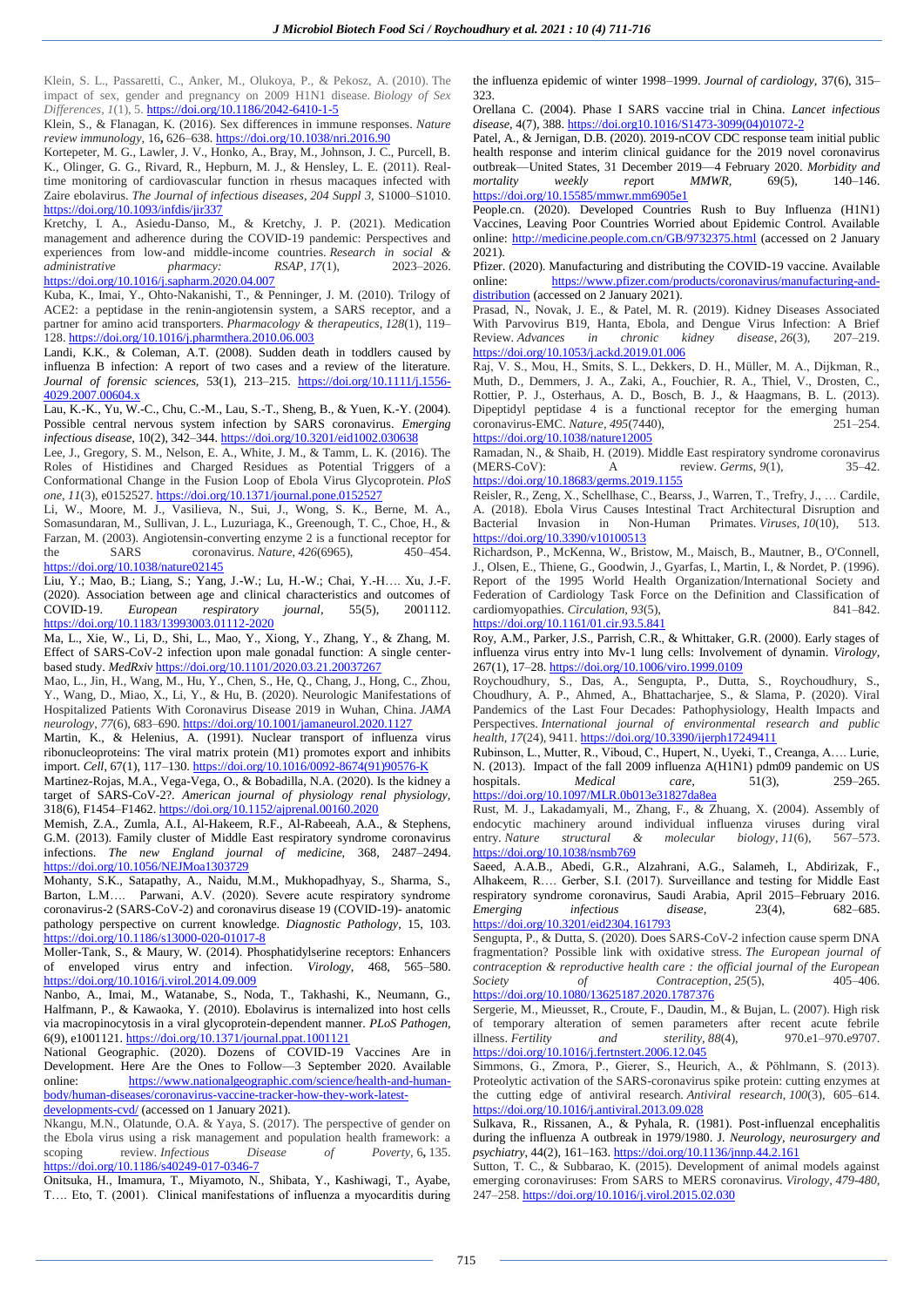Klein, S. L., Passaretti, C., Anker, M., Olukoya, P., & Pekosz, A. (2010). The impact of sex, gender and pregnancy on 2009 H1N1 disease. *Biology of Sex Differences*, *1*(1), 5. https://doi.org/10.1186/2042-6410-1-5

Klein, S., & Flanagan, K. (2016). Sex differences in immune responses. *Nature review immunology,* 16**,** 626–638. https://doi.org/10.1038/nri.2016.90

Kortepeter, M. G., Lawler, J. V., Honko, A., Bray, M., Johnson, J. C., Purcell, B. K., Olinger, G. G., Rivard, R., Hepburn, M. J., & Hensley, L. E. (2011). Real-time monitoring of cardiovascular function in rhesus macaques infected with Zaire ebolavirus. *The Journal of infectious diseases*, *204 Suppl 3*, S1000–S1010. https://doi.org/10.1093/infdis/jir337

Kretchy, I. A., Asiedu-Danso, M., & Kretchy, J. P. (2021). Medication management and adherence during the COVID-19 pandemic: Perspectives and experiences from low-and middle-income countries. *Research in social & administrative pharmacy: RSAP*, *17*(1), 2023–2026. https://doi.org/10.1016/j.sapharm.2020.04.007

Kuba, K., Imai, Y., Ohto-Nakanishi, T., & Penninger, J. M. (2010). Trilogy of ACE2: a peptidase in the renin-angiotensin system, a SARS receptor, and a partner for amino acid transporters. *Pharmacology & therapeutics*, *128*(1), 119–128. https://doi.org/10.1016/j.pharmthera.2010.06.003

Landi, K.K., & Coleman, A.T. (2008). Sudden death in toddlers caused by influenza B infection: A report of two cases and a review of the literature. *Journal of forensic sciences,* 53(1), 213–215. https://doi.org/10.1111/j.1556-4029.2007.00604.x

Lau, K.-K., Yu, W.-C., Chu, C.-M., Lau, S.-T., Sheng, B., & Yuen, K.-Y. (2004). Possible central nervous system infection by SARS coronavirus. *Emerging infectious disease*, 10(2), 342–344. https://doi.org/10.3201/eid1002.030638

Lee, J., Gregory, S. M., Nelson, E. A., White, J. M., & Tamm, L. K. (2016). The Roles of Histidines and Charged Residues as Potential Triggers of a Conformational Change in the Fusion Loop of Ebola Virus Glycoprotein. *PloS one*, *11*(3), e0152527. https://doi.org/10.1371/journal.pone.0152527

Li, W., Moore, M. J., Vasilieva, N., Sui, J., Wong, S. K., Berne, M. A., Somasundaran, M., Sullivan, J. L., Luzuriaga, K., Greenough, T. C., Choe, H., & Farzan, M. (2003). Angiotensin-converting enzyme 2 is a functional receptor for the SARS coronavirus. *Nature*, *426*(6965), 450–454. https://doi.org/10.1038/nature02145

Liu, Y.; Mao, B.; Liang, S.; Yang, J.-W.; Lu, H.-W.; Chai, Y.-H…. Xu, J.-F. (2020). Association between age and clinical characteristics and outcomes of COVID-19. *European respiratory journal*, 55(5), 2001112. https://doi.org/10.1183/13993003.01112-2020

Ma, L., Xie, W., Li, D., Shi, L., Mao, Y., Xiong, Y., Zhang, Y., & Zhang, M. Effect of SARS-CoV-2 infection upon male gonadal function: A single center-based study. *MedRxiv* https://doi.org/10.1101/2020.03.21.20037267

Mao, L., Jin, H., Wang, M., Hu, Y., Chen, S., He, Q., Chang, J., Hong, C., Zhou, Y., Wang, D., Miao, X., Li, Y., & Hu, B. (2020). Neurologic Manifestations of Hospitalized Patients With Coronavirus Disease 2019 in Wuhan, China. *JAMA neurology*, *77*(6), 683–690. https://doi.org/10.1001/jamaneurol.2020.1127

Martin, K., & Helenius, A. (1991). Nuclear transport of influenza virus ribonucleoproteins: The viral matrix protein (M1) promotes export and inhibits import. *Cell*, 67(1), 117–130. https://doi.org/10.1016/0092-8674(91)90576-K

Martinez-Rojas, M.A., Vega-Vega, O., & Bobadilla, N.A. (2020). Is the kidney a target of SARS-CoV-2?. *American journal of physiology renal physiology*, 318(6), F1454–F1462. https://doi.org/10.1152/ajprenal.00160.2020

Memish, Z.A., Zumla, A.I., Al-Hakeem, R.F., Al-Rabeeah, A.A., & Stephens, G.M. (2013). Family cluster of Middle East respiratory syndrome coronavirus infections. *The new England journal of medicine,* 368, 2487–2494. https://doi.org/10.1056/NEJMoa1303729

Mohanty, S.K., Satapathy, A., Naidu, M.M., Mukhopadhyay, S., Sharma, S., Barton, L.M…. Parwani, A.V. (2020). Severe acute respiratory syndrome coronavirus-2 (SARS-CoV-2) and coronavirus disease 19 (COVID-19)- anatomic pathology perspective on current knowledge. *Diagnostic Pathology*, 15, 103. https://doi.org/10.1186/s13000-020-01017-8

Moller-Tank, S., & Maury, W. (2014). Phosphatidylserine receptors: Enhancers of enveloped virus entry and infection. *Virology*, 468, 565–580. https://doi.org/10.1016/j.virol.2014.09.009

Nanbo, A., Imai, M., Watanabe, S., Noda, T., Takhashi, K., Neumann, G., Halfmann, P., & Kawaoka, Y. (2010). Ebolavirus is internalized into host cells via macropinocytosis in a viral glycoprotein-dependent manner. *PLoS Pathogen,* 6(9), e1001121. https://doi.org/10.1371/journal.ppat.1001121

National Geographic. (2020). Dozens of COVID-19 Vaccines Are in Development. Here Are the Ones to Follow—3 September 2020. Available online: https://www.nationalgeographic.com/science/health-and-human-body/human-diseases/coronavirus-vaccine-tracker-how-they-work-latest-developments-cvd/ (accessed on 1 January 2021).

Nkangu, M.N., Olatunde, O.A. & Yaya, S. (2017). The perspective of gender on the Ebola virus using a risk management and population health framework: a scoping review. *Infectious Disease of Poverty,* 6**,** 135. https://doi.org/10.1186/s40249-017-0346-7

Onitsuka, H., Imamura, T., Miyamoto, N., Shibata, Y., Kashiwagi, T., Ayabe, T…. Eto, T. (2001). Clinical manifestations of influenza a myocarditis during the influenza epidemic of winter 1998–1999. *Journal of cardiology,* 37(6), 315–323.

Orellana C. (2004). Phase I SARS vaccine trial in China. *Lancet infectious disease,* 4(7), 388. https://doi.org10.1016/S1473-3099(04)01072-2

Patel, A., & Jernigan, D.B. (2020). 2019-nCOV CDC response team initial public health response and interim clinical guidance for the 2019 novel coronavirus outbreak—United States, 31 December 2019—4 February 2020. *Morbidity and mortality weekly report MMWR,* 69(5), 140–146. https://doi.org/10.15585/mmwr.mm6905e1

People.cn. (2020). Developed Countries Rush to Buy Influenza (H1N1) Vaccines, Leaving Poor Countries Worried about Epidemic Control. Available online: http://medicine.people.com.cn/GB/9732375.html (accessed on 2 January 2021).

Pfizer. (2020). Manufacturing and distributing the COVID-19 vaccine. Available online: https://www.pfizer.com/products/coronavirus/manufacturing-and-distribution (accessed on 2 January 2021).

Prasad, N., Novak, J. E., & Patel, M. R. (2019). Kidney Diseases Associated With Parvovirus B19, Hanta, Ebola, and Dengue Virus Infection: A Brief Review. *Advances in chronic kidney disease*, *26*(3), 207–219. https://doi.org/10.1053/j.ackd.2019.01.006

Raj, V. S., Mou, H., Smits, S. L., Dekkers, D. H., Müller, M. A., Dijkman, R., Muth, D., Demmers, J. A., Zaki, A., Fouchier, R. A., Thiel, V., Drosten, C., Rottier, P. J., Osterhaus, A. D., Bosch, B. J., & Haagmans, B. L. (2013). Dipeptidyl peptidase 4 is a functional receptor for the emerging human coronavirus-EMC. *Nature*, *495*(7440), 251–254. https://doi.org/10.1038/nature12005

Ramadan, N., & Shaib, H. (2019). Middle East respiratory syndrome coronavirus (MERS-CoV): A review. *Germs*, *9*(1), 35–42. https://doi.org/10.18683/germs.2019.1155

Reisler, R., Zeng, X., Schellhase, C., Bearss, J., Warren, T., Trefry, J., … Cardile, A. (2018). Ebola Virus Causes Intestinal Tract Architectural Disruption and Bacterial Invasion in Non-Human Primates. *Viruses*, *10*(10), 513. https://doi.org/10.3390/v10100513

Richardson, P., McKenna, W., Bristow, M., Maisch, B., Mautner, B., O'Connell, J., Olsen, E., Thiene, G., Goodwin, J., Gyarfas, I., Martin, I., & Nordet, P. (1996). Report of the 1995 World Health Organization/International Society and Federation of Cardiology Task Force on the Definition and Classification of cardiomyopathies. *Circulation*, *93*(5), 841–842. https://doi.org/10.1161/01.cir.93.5.841

Roy, A.M., Parker, J.S., Parrish, C.R., & Whittaker, G.R. (2000). Early stages of influenza virus entry into Mv-1 lung cells: Involvement of dynamin. *Virology*, 267(1), 17–28. https://doi.org/10.1006/viro.1999.0109

Roychoudhury, S., Das, A., Sengupta, P., Dutta, S., Roychoudhury, S., Choudhury, A. P., Ahmed, A., Bhattacharjee, S., & Slama, P. (2020). Viral Pandemics of the Last Four Decades: Pathophysiology, Health Impacts and Perspectives. *International journal of environmental research and public health*, *17*(24), 9411. https://doi.org/10.3390/ijerph17249411

Rubinson, L., Mutter, R., Viboud, C., Hupert, N., Uyeki, T., Creanga, A…. Lurie, N. (2013). Impact of the fall 2009 influenza A(H1N1) pdm09 pandemic on US hospitals. *Medical care,* 51(3), 259–265. https://doi.org/10.1097/MLR.0b013e31827da8ea

Rust, M. J., Lakadamyali, M., Zhang, F., & Zhuang, X. (2004). Assembly of endocytic machinery around individual influenza viruses during viral entry. *Nature structural & molecular biology*, *11*(6), 567–573. https://doi.org/10.1038/nsmb769

Saeed, A.A.B., Abedi, G.R., Alzahrani, A.G., Salameh, I., Abdirizak, F., Alhakeem, R…. Gerber, S.I. (2017). Surveillance and testing for Middle East respiratory syndrome coronavirus, Saudi Arabia, April 2015–February 2016. *Emerging infectious disease,* 23(4), 682–685. https://doi.org/10.3201/eid2304.161793

Sengupta, P., & Dutta, S. (2020). Does SARS-CoV-2 infection cause sperm DNA fragmentation? Possible link with oxidative stress. *The European journal of contraception & reproductive health care : the official journal of the European Society of Contraception*, *25*(5), 405–406. https://doi.org/10.1080/13625187.2020.1787376

Sergerie, M., Mieusset, R., Croute, F., Daudin, M., & Bujan, L. (2007). High risk of temporary alteration of semen parameters after recent acute febrile illness. *Fertility and sterility*, *88*(4), 970.e1–970.e9707. https://doi.org/10.1016/j.fertnstert.2006.12.045

Simmons, G., Zmora, P., Gierer, S., Heurich, A., & Pöhlmann, S. (2013). Proteolytic activation of the SARS-coronavirus spike protein: cutting enzymes at the cutting edge of antiviral research. *Antiviral research*, *100*(3), 605–614. https://doi.org/10.1016/j.antiviral.2013.09.028

Sulkava, R., Rissanen, A., & Pyhala, R. (1981). Post-influenzal encephalitis during the influenza A outbreak in 1979/1980. J*. Neurology, neurosurgery and psychiatry*, 44(2), 161–163. https://doi.org/10.1136/jnnp.44.2.161

Sutton, T. C., & Subbarao, K. (2015). Development of animal models against emerging coronaviruses: From SARS to MERS coronavirus. *Virology*, *479-480*, 247–258. https://doi.org/10.1016/j.virol.2015.02.030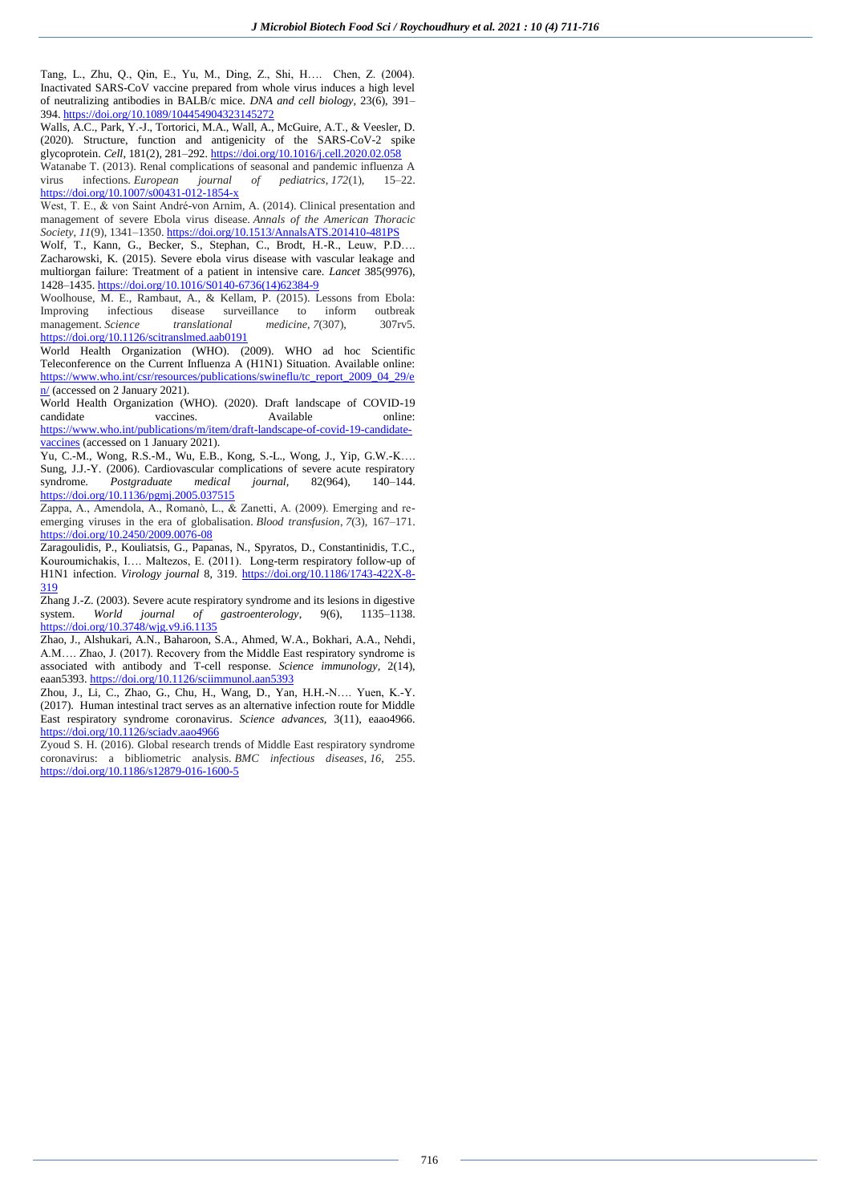Tang, L., Zhu, Q., Qin, E., Yu, M., Ding, Z., Shi, H…. Chen, Z. (2004). Inactivated SARS-CoV vaccine prepared from whole virus induces a high level of neutralizing antibodies in BALB/c mice. *DNA and cell biology*, 23(6), 391–394. https://doi.org/10.1089/104454904323145272

Walls, A.C., Park, Y.-J., Tortorici, M.A., Wall, A., McGuire, A.T., & Veesler, D. (2020). Structure, function and antigenicity of the SARS-CoV-2 spike glycoprotein. *Cell*, 181(2), 281–292. https://doi.org/10.1016/j.cell.2020.02.058

Watanabe T. (2013). Renal complications of seasonal and pandemic influenza A virus infections. *European journal of pediatrics*, *172*(1), 15–22. https://doi.org/10.1007/s00431-012-1854-x

West, T. E., & von Saint André-von Arnim, A. (2014). Clinical presentation and management of severe Ebola virus disease. *Annals of the American Thoracic Society*, *11*(9), 1341–1350. https://doi.org/10.1513/AnnalsATS.201410-481PS

Wolf, T., Kann, G., Becker, S., Stephan, C., Brodt, H.-R., Leuw, P.D…. Zacharowski, K. (2015). Severe ebola virus disease with vascular leakage and multiorgan failure: Treatment of a patient in intensive care. *Lancet* 385(9976), 1428–1435. https://doi.org/10.1016/S0140-6736(14)62384-9

Woolhouse, M. E., Rambaut, A., & Kellam, P. (2015). Lessons from Ebola: Improving infectious disease surveillance to inform outbreak management. *Science translational medicine*, *7*(307), 307rv5. https://doi.org/10.1126/scitranslmed.aab0191

World Health Organization (WHO). (2009). WHO ad hoc Scientific Teleconference on the Current Influenza A (H1N1) Situation. Available online: https://www.who.int/csr/resources/publications/swineflu/tc_report_2009_04_29/en/ (accessed on 2 January 2021).

World Health Organization (WHO). (2020). Draft landscape of COVID-19 candidate vaccines. Available online: https://www.who.int/publications/m/item/draft-landscape-of-covid-19-candidate-vaccines (accessed on 1 January 2021).

Yu, C.-M., Wong, R.S.-M., Wu, E.B., Kong, S.-L., Wong, J., Yip, G.W.-K…. Sung, J.J.-Y. (2006). Cardiovascular complications of severe acute respiratory syndrome. *Postgraduate medical journal*, 82(964), 140–144. https://doi.org/10.1136/pgmj.2005.037515

Zappa, A., Amendola, A., Romanò, L., & Zanetti, A. (2009). Emerging and re-emerging viruses in the era of globalisation. *Blood transfusion*, *7*(3), 167–171. https://doi.org/10.2450/2009.0076-08

Zaragoulidis, P., Kouliatsis, G., Papanas, N., Spyratos, D., Constantinidis, T.C., Kouroumichakis, I…. Maltezos, E. (2011). Long-term respiratory follow-up of H1N1 infection. *Virology journal* 8, 319. https://doi.org/10.1186/1743-422X-8-319

Zhang J.-Z. (2003). Severe acute respiratory syndrome and its lesions in digestive system. *World journal of gastroenterology*, 9(6), 1135–1138. https://doi.org/10.3748/wjg.v9.i6.1135

Zhao, J., Alshukari, A.N., Baharoon, S.A., Ahmed, W.A., Bokhari, A.A., Nehdi, A.M…. Zhao, J. (2017). Recovery from the Middle East respiratory syndrome is associated with antibody and T-cell response. *Science immunology*, 2(14), eaan5393. https://doi.org/10.1126/sciimmunol.aan5393

Zhou, J., Li, C., Zhao, G., Chu, H., Wang, D., Yan, H.H.-N…. Yuen, K.-Y. (2017). Human intestinal tract serves as an alternative infection route for Middle East respiratory syndrome coronavirus. *Science advances*, 3(11), eaao4966. https://doi.org/10.1126/sciadv.aao4966

Zyoud S. H. (2016). Global research trends of Middle East respiratory syndrome coronavirus: a bibliometric analysis. *BMC infectious diseases*, *16*, 255. https://doi.org/10.1186/s12879-016-1600-5